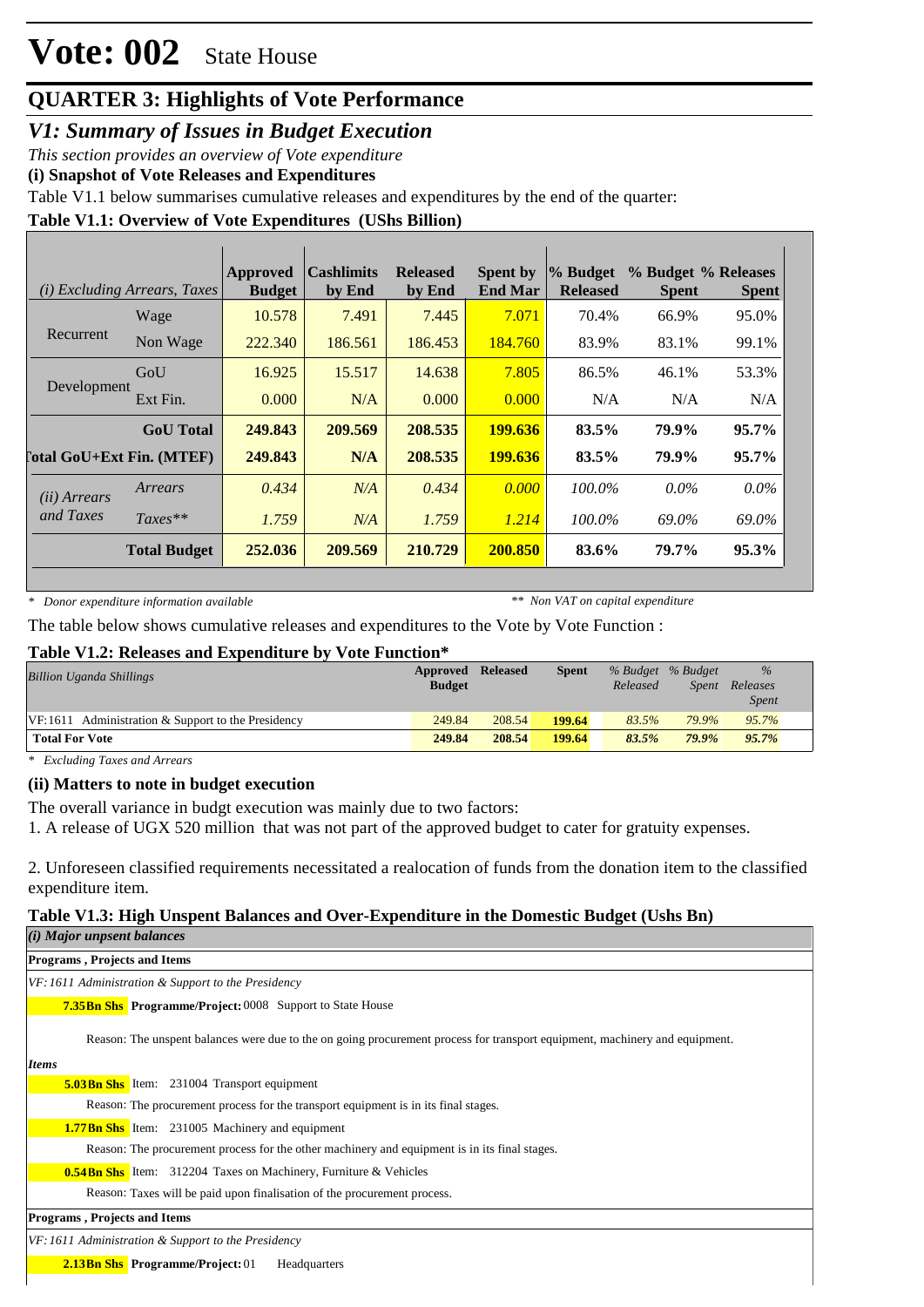# Vote: 002 State House

## QUARTER 3: Highlights of Vote Performance

### *V1: Summary of Issues in Budget Execution*

*This section provides an overview of Vote expenditure*

**(i) Snapshot of Vote Releases and Expenditures**

Table V1.1 below summarises cumulative releases and expenditures by the end of the quarter:

**Table V1.1: Overview of Vote Expenditures (UShs Billion)**

| *(i) Excluding Arrears, Taxes* | | Approved Budget | Cashlimits by End | Released by End | Spent by End Mar | % Budget Released | % Budget Spent | % Releases Spent |
|---|---|---|---|---|---|---|---|---|
| Recurrent | Wage | 10.578 | 7.491 | 7.445 | 7.071 | 70.4% | 66.9% | 95.0% |
| | Non Wage | 222.340 | 186.561 | 186.453 | 184.760 | 83.9% | 83.1% | 99.1% |
| Development | GoU | 16.925 | 15.517 | 14.638 | 7.805 | 86.5% | 46.1% | 53.3% |
| | Ext Fin. | 0.000 | N/A | 0.000 | 0.000 | N/A | N/A | N/A |
| | **GoU Total** | **249.843** | **209.569** | **208.535** | **199.636** | **83.5%** | **79.9%** | **95.7%** |
| **Total GoU+Ext Fin. (MTEF)** | | **249.843** | **N/A** | **208.535** | **199.636** | **83.5%** | **79.9%** | **95.7%** |
| *(ii) Arrears and Taxes* | *Arrears* | *0.434* | *N/A* | *0.434* | *0.000* | *100.0%* | *0.0%* | *0.0%* |
| | *Taxes*** | *1.759* | *N/A* | *1.759* | *1.214* | *100.0%* | *69.0%* | *69.0%* |
| | **Total Budget** | **252.036** | **209.569** | **210.729** | **200.850** | **83.6%** | **79.7%** | **95.3%** |

*\* Donor expenditure information available* *\*\* Non VAT on capital expenditure*

The table below shows cumulative releases and expenditures to the Vote by Vote Function :

**Table V1.2: Releases and Expenditure by Vote Function\***

| *Billion Uganda Shillings* | Approved Budget | Released | Spent | *% Budget Released* | *% Budget Spent* | *% Releases Spent* |
|---|---|---|---|---|---|---|
| VF:1611 Administration & Support to the Presidency | 249.84 | 208.54 | **199.64** | *83.5%* | *79.9%* | *95.7%* |
| **Total For Vote** | **249.84** | **208.54** | **199.64** | ***83.5%*** | ***79.9%*** | ***95.7%*** |

*\* Excluding Taxes and Arrears*

**(ii) Matters to note in budget execution**

The overall variance in budgt execution was mainly due to two factors:

1. A release of UGX 520 million that was not part of the approved budget to cater for gratuity expenses.

2. Unforeseen classified requirements necessitated a realocation of funds from the donation item to the classified expenditure item.

**Table V1.3: High Unspent Balances and Over-Expenditure in the Domestic Budget (Ushs Bn)**

***(i) Major unspent balances***

**Programs , Projects and Items**

*VF: 1611 Administration & Support to the Presidency*

**7.35Bn Shs** **Programme/Project:** 0008 Support to State House

Reason: The unspent balances were due to the on going procurement process for transport equipment, machinery and equipment.

***Items***

**5.03Bn Shs** Item: 231004 Transport equipment

Reason: The procurement process for the transport equipment is in its final stages.

**1.77Bn Shs** Item: 231005 Machinery and equipment

Reason: The procurement process for the other machinery and equipment is in its final stages.

**0.54Bn Shs** Item: 312204 Taxes on Machinery, Furniture & Vehicles

Reason: Taxes will be paid upon finalisation of the procurement process.

**Programs , Projects and Items**

*VF: 1611 Administration & Support to the Presidency*

**2.13Bn Shs** **Programme/Project:** 01 Headquarters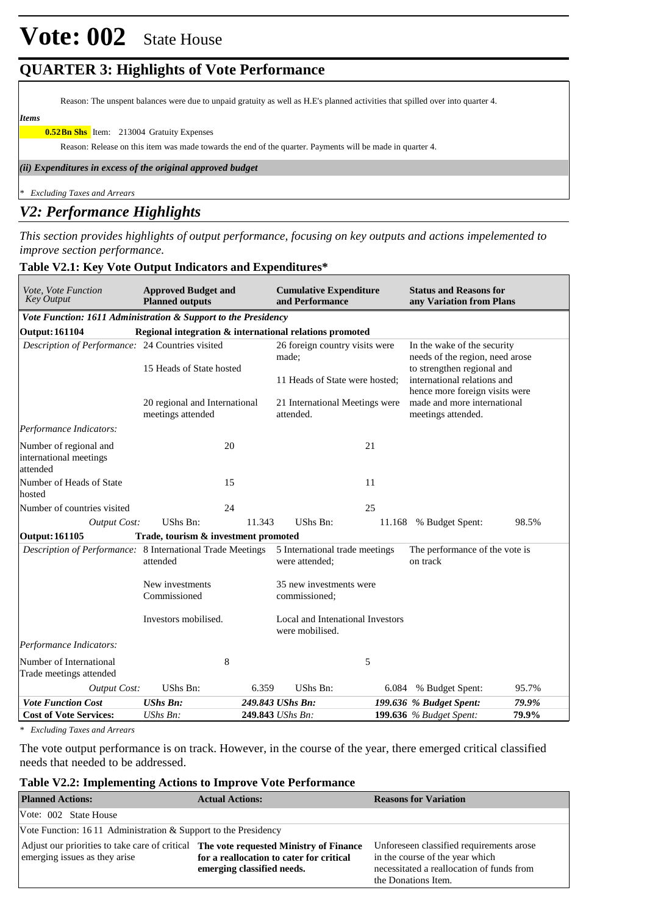# Vote: 002 State House

## QUARTER 3: Highlights of Vote Performance

Reason: The unspent balances were due to unpaid gratuity as well as H.E's planned activities that spilled over into quarter 4.

*Items*

**0.52Bn Shs** Item: 213004 Gratuity Expenses

Reason: Release on this item was made towards the end of the quarter. Payments will be made in quarter 4.

*(ii) Expenditures in excess of the original approved budget*

* *Excluding Taxes and Arrears*

## *V2: Performance Highlights*

*This section provides highlights of output performance, focusing on key outputs and actions impelemented to improve section performance.*

### Table V2.1: Key Vote Output Indicators and Expenditures*

| *Vote, Vote Function Key Output* | **Approved Budget and Planned outputs** | | **Cumulative Expenditure and Performance** | | **Status and Reasons for any Variation from Plans** | |
|---|---|---|---|---|---|---|
| ***Vote Function: 1611 Administration & Support to the Presidency*** | | | | | | |
| **Output: 161104** | **Regional integration & international relations promoted** | | | | | |
| *Description of Performance:* | 24 Countries visited<br><br>15 Heads of State hosted<br><br>20 regional and International meetings attended | | 26 foreign country visits were made;<br><br>11 Heads of State were hosted;<br><br>21 International Meetings were attended. | | In the wake of the security needs of the region, need arose to strengthen regional and international relations and hence more foreign visits were made and more international meetings attended. | |
| *Performance Indicators:* | | | | | | |
| Number of regional and international meetings attended | | 20 | | 21 | | |
| Number of Heads of State hosted | | 15 | | 11 | | |
| Number of countries visited | | 24 | | 25 | | |
| *Output Cost:* | UShs Bn: | 11.343 | UShs Bn: | 11.168 | % Budget Spent: | 98.5% |
| **Output: 161105** | **Trade, tourism & investment promoted** | | | | | |
| *Description of Performance:* | 8 International Trade Meetings attended<br><br>New investments Commissioned<br><br>Investors mobilised. | | 5 International trade meetings were attended;<br><br>35 new investments were commissioned;<br><br>Local and Intenational Investors were mobilised. | | The performance of the vote is on track | |
| *Performance Indicators:* | | | | | | |
| Number of International Trade meetings attended | | 8 | | 5 | | |
| *Output Cost:* | UShs Bn: | 6.359 | UShs Bn: | 6.084 | % Budget Spent: | 95.7% |
| ***Vote Function Cost*** | ***UShs Bn:*** | ***249.843*** | ***UShs Bn:*** | ***199.636*** | ***% Budget Spent:*** | ***79.9%*** |
| **Cost of Vote Services:** | *UShs Bn:* | **249.843** | *UShs Bn:* | **199.636** | *% Budget Spent:* | **79.9%** |

* *Excluding Taxes and Arrears*

The vote output performance is on track. However, in the course of the year, there emerged critical classified needs that needed to be addressed.

### Table V2.2: Implementing Actions to Improve Vote Performance

| **Planned Actions:** | **Actual Actions:** | **Reasons for Variation** |
|---|---|---|
| Vote: 002 State House | | |
| Vote Function: 16 11 Administration & Support to the Presidency | | |
| Adjust our priorities to take care of critical emerging issues as they arise | **The vote requested Ministry of Finance for a reallocation to cater for critical emerging classified needs.** | Unforeseen classified requirements arose in the course of the year which necessitated a reallocation of funds from the Donations Item. |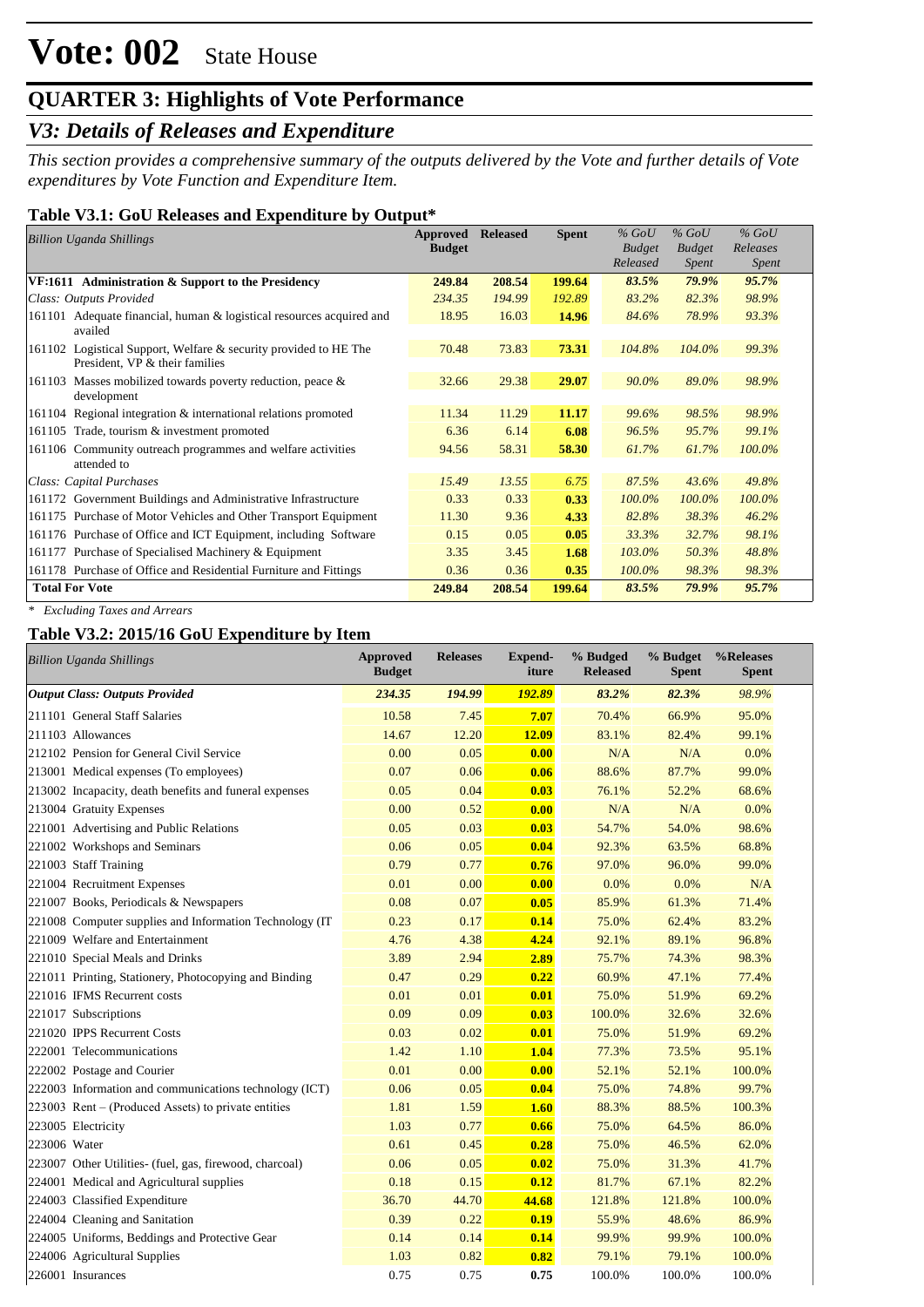# Vote: 002 State House

## QUARTER 3: Highlights of Vote Performance

### *V3: Details of Releases and Expenditure*

*This section provides a comprehensive summary of the outputs delivered by the Vote and further details of Vote expenditures by Vote Function and Expenditure Item.*

#### Table V3.1: GoU Releases and Expenditure by Output*

| *Billion Uganda Shillings* | Approved Budget | Released | Spent | *% GoU Budget Released* | *% GoU Budget Spent* | *% GoU Releases Spent* |
|---|---|---|---|---|---|---|
| **VF:1611 Administration & Support to the Presidency** | **249.84** | **208.54** | **199.64** | ***83.5%*** | ***79.9%*** | ***95.7%*** |
| *Class: Outputs Provided* | *234.35* | *194.99* | *192.89* | *83.2%* | *82.3%* | *98.9%* |
| 161101 Adequate financial, human & logistical resources acquired and availed | 18.95 | 16.03 | **14.96** | *84.6%* | *78.9%* | *93.3%* |
| 161102 Logistical Support, Welfare & security provided to HE The President, VP & their families | 70.48 | 73.83 | **73.31** | *104.8%* | *104.0%* | *99.3%* |
| 161103 Masses mobilized towards poverty reduction, peace & development | 32.66 | 29.38 | **29.07** | *90.0%* | *89.0%* | *98.9%* |
| 161104 Regional integration & international relations promoted | 11.34 | 11.29 | **11.17** | *99.6%* | *98.5%* | *98.9%* |
| 161105 Trade, tourism & investment promoted | 6.36 | 6.14 | **6.08** | *96.5%* | *95.7%* | *99.1%* |
| 161106 Community outreach programmes and welfare activities attended to | 94.56 | 58.31 | **58.30** | *61.7%* | *61.7%* | *100.0%* |
| *Class: Capital Purchases* | *15.49* | *13.55* | *6.75* | *87.5%* | *43.6%* | *49.8%* |
| 161172 Government Buildings and Administrative Infrastructure | 0.33 | 0.33 | **0.33** | *100.0%* | *100.0%* | *100.0%* |
| 161175 Purchase of Motor Vehicles and Other Transport Equipment | 11.30 | 9.36 | **4.33** | *82.8%* | *38.3%* | *46.2%* |
| 161176 Purchase of Office and ICT Equipment, including Software | 0.15 | 0.05 | **0.05** | *33.3%* | *32.7%* | *98.1%* |
| 161177 Purchase of Specialised Machinery & Equipment | 3.35 | 3.45 | **1.68** | *103.0%* | *50.3%* | *48.8%* |
| 161178 Purchase of Office and Residential Furniture and Fittings | 0.36 | 0.36 | **0.35** | *100.0%* | *98.3%* | *98.3%* |
| **Total For Vote** | **249.84** | **208.54** | **199.64** | ***83.5%*** | ***79.9%*** | ***95.7%*** |

*\* Excluding Taxes and Arrears*

#### Table V3.2: 2015/16 GoU Expenditure by Item

| *Billion Uganda Shillings* | Approved Budget | Releases | Expend-iture | % Budged Released | % Budget Spent | %Releases Spent |
|---|---|---|---|---|---|---|
| ***Output Class: Outputs Provided*** | ***234.35*** | ***194.99*** | ***192.89*** | ***83.2%*** | ***82.3%*** | ***98.9%*** |
| 211101 General Staff Salaries | 10.58 | 7.45 | **7.07** | 70.4% | 66.9% | 95.0% |
| 211103 Allowances | 14.67 | 12.20 | **12.09** | 83.1% | 82.4% | 99.1% |
| 212102 Pension for General Civil Service | 0.00 | 0.05 | **0.00** | N/A | N/A | 0.0% |
| 213001 Medical expenses (To employees) | 0.07 | 0.06 | **0.06** | 88.6% | 87.7% | 99.0% |
| 213002 Incapacity, death benefits and funeral expenses | 0.05 | 0.04 | **0.03** | 76.1% | 52.2% | 68.6% |
| 213004 Gratuity Expenses | 0.00 | 0.52 | **0.00** | N/A | N/A | 0.0% |
| 221001 Advertising and Public Relations | 0.05 | 0.03 | **0.03** | 54.7% | 54.0% | 98.6% |
| 221002 Workshops and Seminars | 0.06 | 0.05 | **0.04** | 92.3% | 63.5% | 68.8% |
| 221003 Staff Training | 0.79 | 0.77 | **0.76** | 97.0% | 96.0% | 99.0% |
| 221004 Recruitment Expenses | 0.01 | 0.00 | **0.00** | 0.0% | 0.0% | N/A |
| 221007 Books, Periodicals & Newspapers | 0.08 | 0.07 | **0.05** | 85.9% | 61.3% | 71.4% |
| 221008 Computer supplies and Information Technology (IT | 0.23 | 0.17 | **0.14** | 75.0% | 62.4% | 83.2% |
| 221009 Welfare and Entertainment | 4.76 | 4.38 | **4.24** | 92.1% | 89.1% | 96.8% |
| 221010 Special Meals and Drinks | 3.89 | 2.94 | **2.89** | 75.7% | 74.3% | 98.3% |
| 221011 Printing, Stationery, Photocopying and Binding | 0.47 | 0.29 | **0.22** | 60.9% | 47.1% | 77.4% |
| 221016 IFMS Recurrent costs | 0.01 | 0.01 | **0.01** | 75.0% | 51.9% | 69.2% |
| 221017 Subscriptions | 0.09 | 0.09 | **0.03** | 100.0% | 32.6% | 32.6% |
| 221020 IPPS Recurrent Costs | 0.03 | 0.02 | **0.01** | 75.0% | 51.9% | 69.2% |
| 222001 Telecommunications | 1.42 | 1.10 | **1.04** | 77.3% | 73.5% | 95.1% |
| 222002 Postage and Courier | 0.01 | 0.00 | **0.00** | 52.1% | 52.1% | 100.0% |
| 222003 Information and communications technology (ICT) | 0.06 | 0.05 | **0.04** | 75.0% | 74.8% | 99.7% |
| 223003 Rent – (Produced Assets) to private entities | 1.81 | 1.59 | **1.60** | 88.3% | 88.5% | 100.3% |
| 223005 Electricity | 1.03 | 0.77 | **0.66** | 75.0% | 64.5% | 86.0% |
| 223006 Water | 0.61 | 0.45 | **0.28** | 75.0% | 46.5% | 62.0% |
| 223007 Other Utilities- (fuel, gas, firewood, charcoal) | 0.06 | 0.05 | **0.02** | 75.0% | 31.3% | 41.7% |
| 224001 Medical and Agricultural supplies | 0.18 | 0.15 | **0.12** | 81.7% | 67.1% | 82.2% |
| 224003 Classified Expenditure | 36.70 | 44.70 | **44.68** | 121.8% | 121.8% | 100.0% |
| 224004 Cleaning and Sanitation | 0.39 | 0.22 | **0.19** | 55.9% | 48.6% | 86.9% |
| 224005 Uniforms, Beddings and Protective Gear | 0.14 | 0.14 | **0.14** | 99.9% | 99.9% | 100.0% |
| 224006 Agricultural Supplies | 1.03 | 0.82 | **0.82** | 79.1% | 79.1% | 100.0% |
| 226001 Insurances | 0.75 | 0.75 | **0.75** | 100.0% | 100.0% | 100.0% |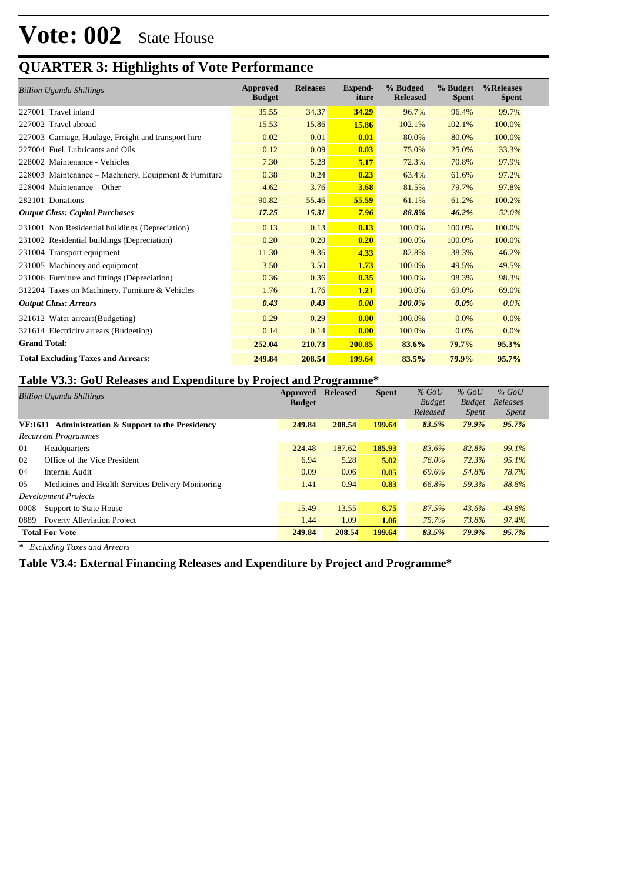# Vote: 002 State House

## QUARTER 3: Highlights of Vote Performance

| *Billion Uganda Shillings* | Approved Budget | Releases | Expend-iture | % Budged Released | % Budget Spent | %Releases Spent |
|---|---|---|---|---|---|---|
| 227001 Travel inland | 35.55 | 34.37 | **34.29** | 96.7% | 96.4% | 99.7% |
| 227002 Travel abroad | 15.53 | 15.86 | **15.86** | 102.1% | 102.1% | 100.0% |
| 227003 Carriage, Haulage, Freight and transport hire | 0.02 | 0.01 | **0.01** | 80.0% | 80.0% | 100.0% |
| 227004 Fuel, Lubricants and Oils | 0.12 | 0.09 | **0.03** | 75.0% | 25.0% | 33.3% |
| 228002 Maintenance - Vehicles | 7.30 | 5.28 | **5.17** | 72.3% | 70.8% | 97.9% |
| 228003 Maintenance – Machinery, Equipment & Furniture | 0.38 | 0.24 | **0.23** | 63.4% | 61.6% | 97.2% |
| 228004 Maintenance – Other | 4.62 | 3.76 | **3.68** | 81.5% | 79.7% | 97.8% |
| 282101 Donations | 90.82 | 55.46 | **55.59** | 61.1% | 61.2% | 100.2% |
| ***Output Class: Capital Purchases*** | ***17.25*** | ***15.31*** | ***7.96*** | ***88.8%*** | ***46.2%*** | *52.0%* |
| 231001 Non Residential buildings (Depreciation) | 0.13 | 0.13 | **0.13** | 100.0% | 100.0% | 100.0% |
| 231002 Residential buildings (Depreciation) | 0.20 | 0.20 | **0.20** | 100.0% | 100.0% | 100.0% |
| 231004 Transport equipment | 11.30 | 9.36 | **4.33** | 82.8% | 38.3% | 46.2% |
| 231005 Machinery and equipment | 3.50 | 3.50 | **1.73** | 100.0% | 49.5% | 49.5% |
| 231006 Furniture and fittings (Depreciation) | 0.36 | 0.36 | **0.35** | 100.0% | 98.3% | 98.3% |
| 312204 Taxes on Machinery, Furniture & Vehicles | 1.76 | 1.76 | **1.21** | 100.0% | 69.0% | 69.0% |
| ***Output Class: Arrears*** | ***0.43*** | ***0.43*** | ***0.00*** | ***100.0%*** | ***0.0%*** | *0.0%* |
| 321612 Water arrears(Budgeting) | 0.29 | 0.29 | **0.00** | 100.0% | 0.0% | 0.0% |
| 321614 Electricity arrears (Budgeting) | 0.14 | 0.14 | **0.00** | 100.0% | 0.0% | 0.0% |
| **Grand Total:** | **252.04** | **210.73** | **200.85** | **83.6%** | **79.7%** | **95.3%** |
| **Total Excluding Taxes and Arrears:** | **249.84** | **208.54** | **199.64** | **83.5%** | **79.9%** | **95.7%** |

## Table V3.3: GoU Releases and Expenditure by Project and Programme*

| *Billion Uganda Shillings* | | Approved Budget | Released | Spent | *% GoU Budget Released* | *% GoU Budget Spent* | *% GoU Releases Spent* |
|---|---|---|---|---|---|---|---|
| **VF:1611 Administration & Support to the Presidency** | | **249.84** | **208.54** | **199.64** | ***83.5%*** | ***79.9%*** | ***95.7%*** |
| *Recurrent Programmes* | | | | | | | |
| 01 | Headquarters | 224.48 | 187.62 | **185.93** | *83.6%* | *82.8%* | *99.1%* |
| 02 | Office of the Vice President | 6.94 | 5.28 | **5.02** | *76.0%* | *72.3%* | *95.1%* |
| 04 | Internal Audit | 0.09 | 0.06 | **0.05** | *69.6%* | *54.8%* | *78.7%* |
| 05 | Medicines and Health Services Delivery Monitoring | 1.41 | 0.94 | **0.83** | *66.8%* | *59.3%* | *88.8%* |
| *Development Projects* | | | | | | | |
| 0008 | Support to State House | 15.49 | 13.55 | **6.75** | *87.5%* | *43.6%* | *49.8%* |
| 0889 | Poverty Alleviation Project | 1.44 | 1.09 | **1.06** | *75.7%* | *73.8%* | *97.4%* |
| **Total For Vote** | | **249.84** | **208.54** | **199.64** | ***83.5%*** | ***79.9%*** | ***95.7%*** |

*\* Excluding Taxes and Arrears*

## Table V3.4: External Financing Releases and Expenditure by Project and Programme*